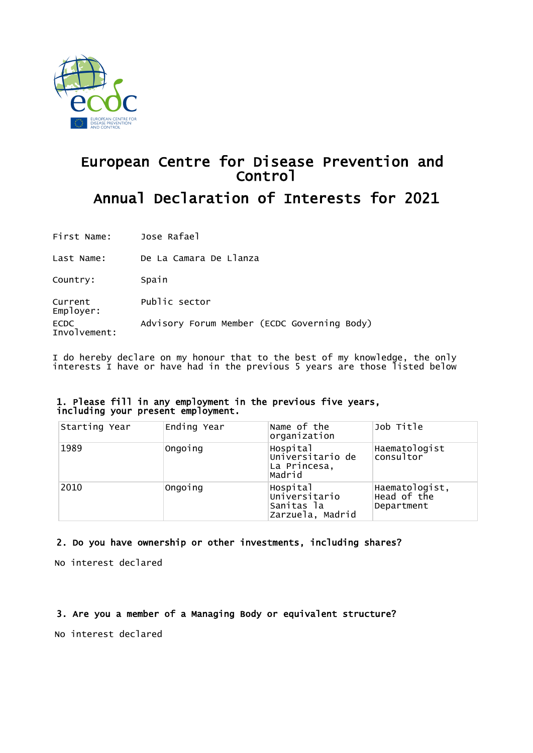# European Centre for Disease Prevention and Control

## Annual Declaration of Interests for 2021

First Name: Jose Rafael

Last Name: De La Camara De Llanza

Country: Spain

Current Employer: Public sector

ECDC Involvement: Advisory Forum Member (ECDC Governing Body)

I do hereby declare on my honour that to the best of my knowledge, the only interests I have or have had in the previous 5 years are those listed below

### 1. Please fill in any employment in the previous five years, including your present employment.

| Starting Year | Ending Year | Name of the organization | Job Title |
|---|---|---|---|
| 1989 | Ongoing | Hospital Universitario de La Princesa, Madrid | Haematologist consultor |
| 2010 | Ongoing | Hospital Universitario Sanitas la Zarzuela, Madrid | Haematologist, Head of the Department |

### 2. Do you have ownership or other investments, including shares?

No interest declared

### 3. Are you a member of a Managing Body or equivalent structure?

No interest declared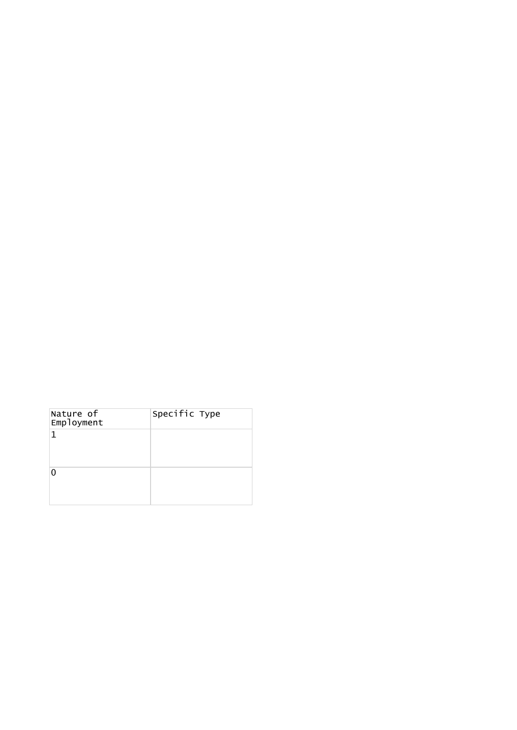| Nature of Employment | Specific Type |
| --- | --- |
| 1 | |
| 0 | |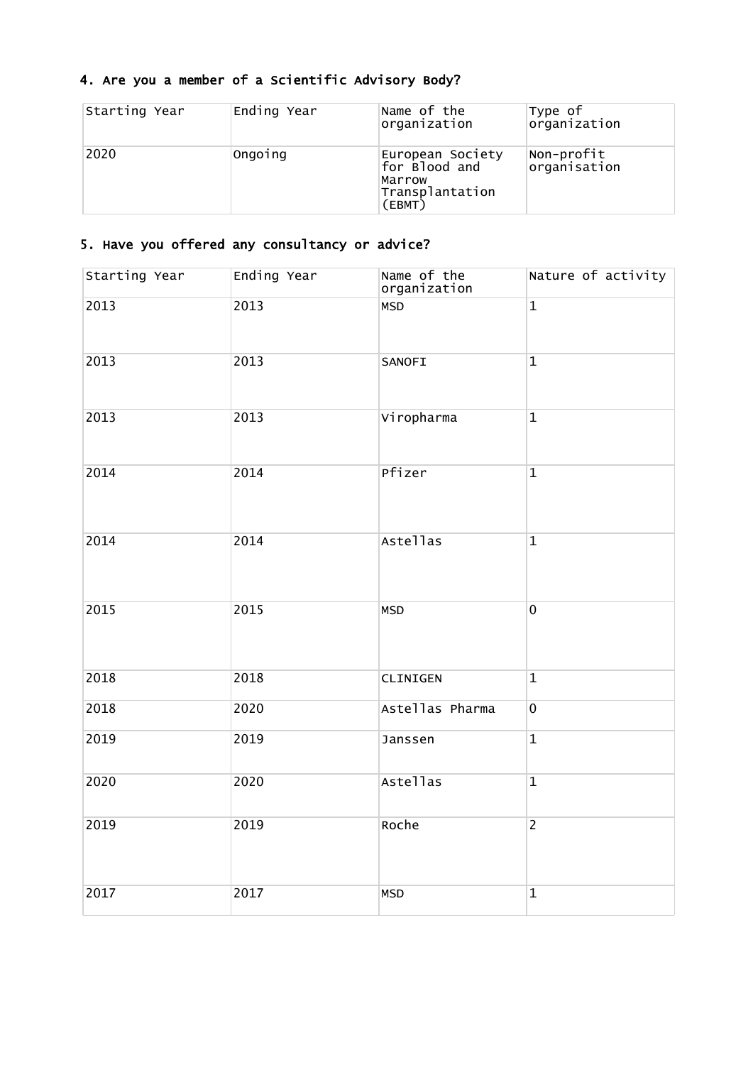## 4. Are you a member of a Scientific Advisory Body?

| Starting Year | Ending Year | Name of the organization | Type of organization |
| --- | --- | --- | --- |
| 2020 | Ongoing | European Society for Blood and Marrow Transplantation (EBMT) | Non-profit organisation |

## 5. Have you offered any consultancy or advice?

| Starting Year | Ending Year | Name of the organization | Nature of activity |
| --- | --- | --- | --- |
| 2013 | 2013 | MSD | 1 |
| 2013 | 2013 | SANOFI | 1 |
| 2013 | 2013 | Viropharma | 1 |
| 2014 | 2014 | Pfizer | 1 |
| 2014 | 2014 | Astellas | 1 |
| 2015 | 2015 | MSD | 0 |
| 2018 | 2018 | CLINIGEN | 1 |
| 2018 | 2020 | Astellas Pharma | 0 |
| 2019 | 2019 | Janssen | 1 |
| 2020 | 2020 | Astellas | 1 |
| 2019 | 2019 | Roche | 2 |
| 2017 | 2017 | MSD | 1 |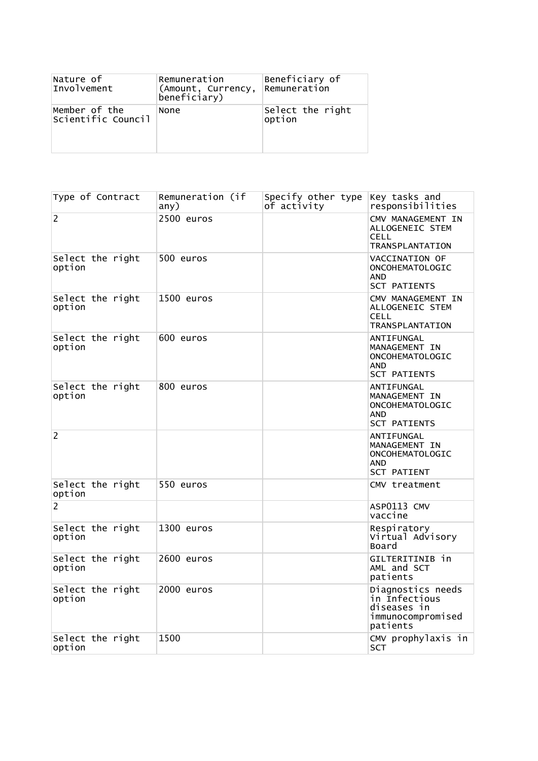| Nature of Involvement | Remuneration (Amount, Currency, beneficiary) | Beneficiary of Remuneration |
| --- | --- | --- |
| Member of the Scientific Council | None | Select the right option |

| Type of Contract | Remuneration (if any) | Specify other type of activity | Key tasks and responsibilities |
| --- | --- | --- | --- |
| 2 | 2500 euros | | CMV MANAGEMENT IN ALLOGENEIC STEM CELL TRANSPLANTATION |
| Select the right option | 500 euros | | VACCINATION OF ONCOHEMATOLOGIC AND SCT PATIENTS |
| Select the right option | 1500 euros | | CMV MANAGEMENT IN ALLOGENEIC STEM CELL TRANSPLANTATION |
| Select the right option | 600 euros | | ANTIFUNGAL MANAGEMENT IN ONCOHEMATOLOGIC AND SCT PATIENTS |
| Select the right option | 800 euros | | ANTIFUNGAL MANAGEMENT IN ONCOHEMATOLOGIC AND SCT PATIENTS |
| 2 | | | ANTIFUNGAL MANAGEMENT IN ONCOHEMATOLOGIC AND SCT PATIENT |
| Select the right option | 550 euros | | CMV treatment |
| 2 | | | ASP0113 CMV vaccine |
| Select the right option | 1300 euros | | Respiratory Virtual Advisory Board |
| Select the right option | 2600 euros | | GILTERITINIB in AML and SCT patients |
| Select the right option | 2000 euros | | Diagnostics needs in Infectious diseases in immunocompromised patients |
| Select the right option | 1500 | | CMV prophylaxis in SCT |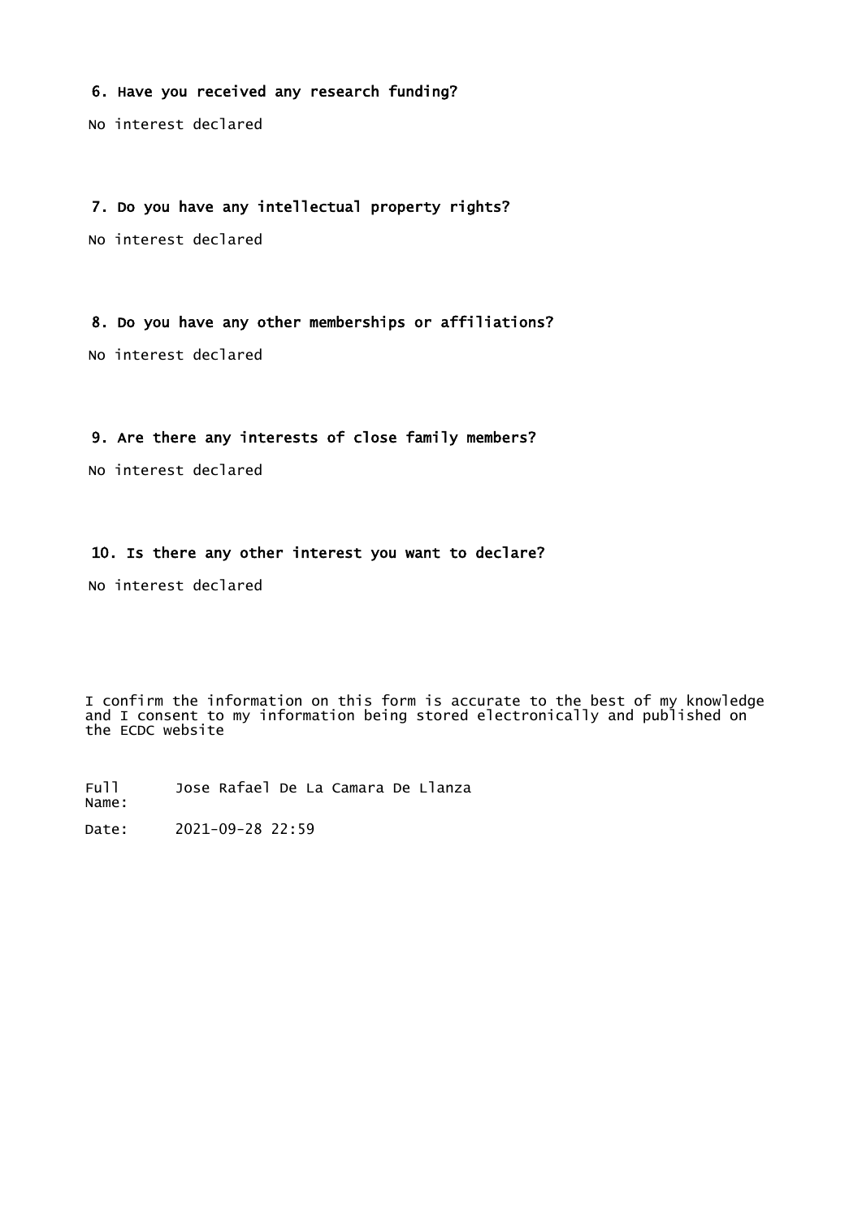### 6. Have you received any research funding?

No interest declared

### 7. Do you have any intellectual property rights?

No interest declared

### 8. Do you have any other memberships or affiliations?

No interest declared

### 9. Are there any interests of close family members?

No interest declared

### 10. Is there any other interest you want to declare?

No interest declared

I confirm the information on this form is accurate to the best of my knowledge and I consent to my information being stored electronically and published on the ECDC website

| | |
|---|---|
| Full Name: | Jose Rafael De La Camara De Llanza |
| Date: | 2021-09-28 22:59 |